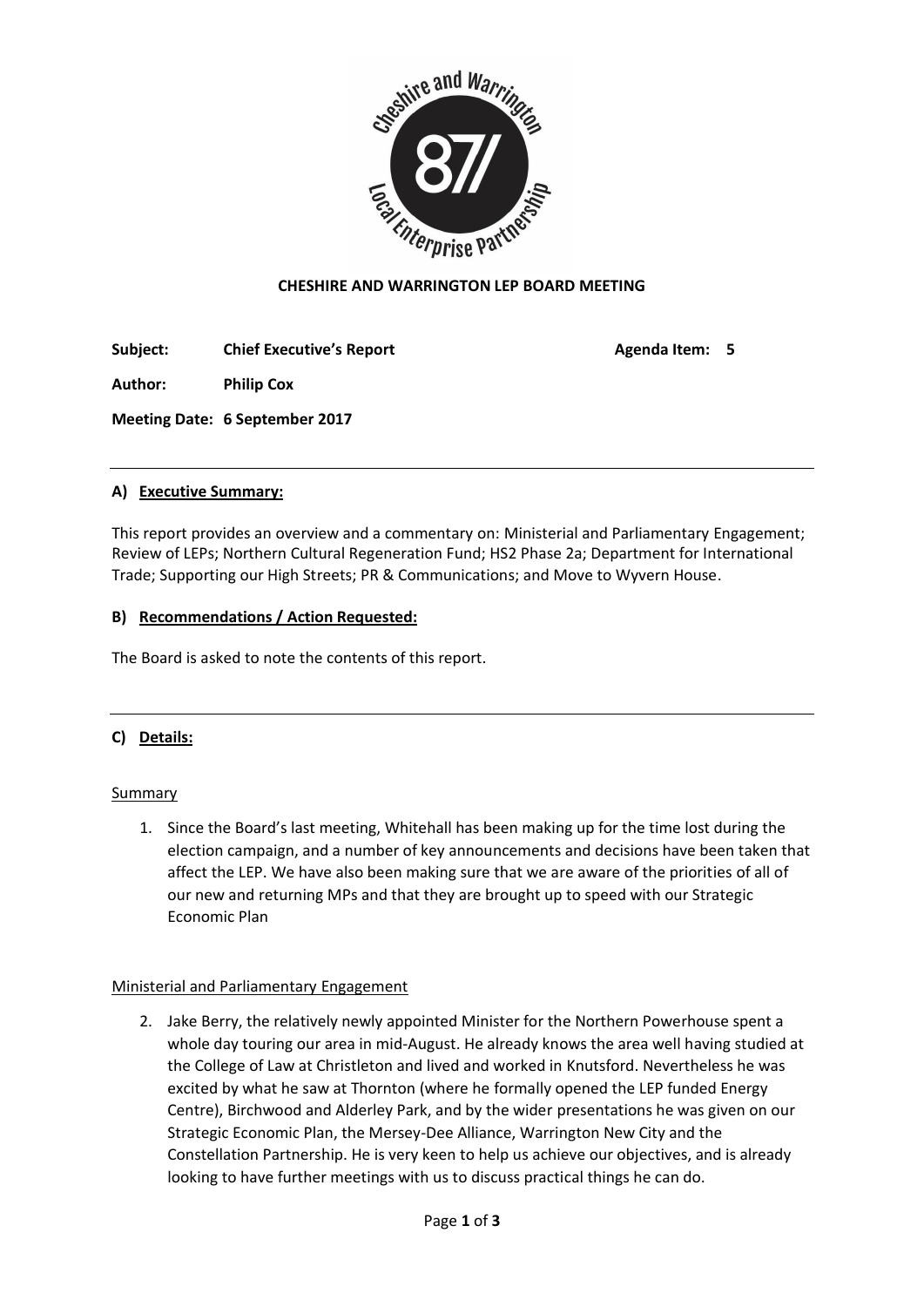**CHESHIRE AND WARRINGTON LEP BOARD MEETING**

**Subject:** **Chief Executive's Report** **Agenda Item: 5**

**Author:** **Philip Cox**

**Meeting Date: 6 September 2017**

---

## A) Executive Summary:

This report provides an overview and a commentary on: Ministerial and Parliamentary Engagement; Review of LEPs; Northern Cultural Regeneration Fund; HS2 Phase 2a; Department for International Trade; Supporting our High Streets; PR & Communications; and Move to Wyvern House.

## B) Recommendations / Action Requested:

The Board is asked to note the contents of this report.

---

## C) Details:

Summary

1. Since the Board's last meeting, Whitehall has been making up for the time lost during the election campaign, and a number of key announcements and decisions have been taken that affect the LEP. We have also been making sure that we are aware of the priorities of all of our new and returning MPs and that they are brought up to speed with our Strategic Economic Plan

Ministerial and Parliamentary Engagement

2. Jake Berry, the relatively newly appointed Minister for the Northern Powerhouse spent a whole day touring our area in mid-August. He already knows the area well having studied at the College of Law at Christleton and lived and worked in Knutsford. Nevertheless he was excited by what he saw at Thornton (where he formally opened the LEP funded Energy Centre), Birchwood and Alderley Park, and by the wider presentations he was given on our Strategic Economic Plan, the Mersey-Dee Alliance, Warrington New City and the Constellation Partnership. He is very keen to help us achieve our objectives, and is already looking to have further meetings with us to discuss practical things he can do.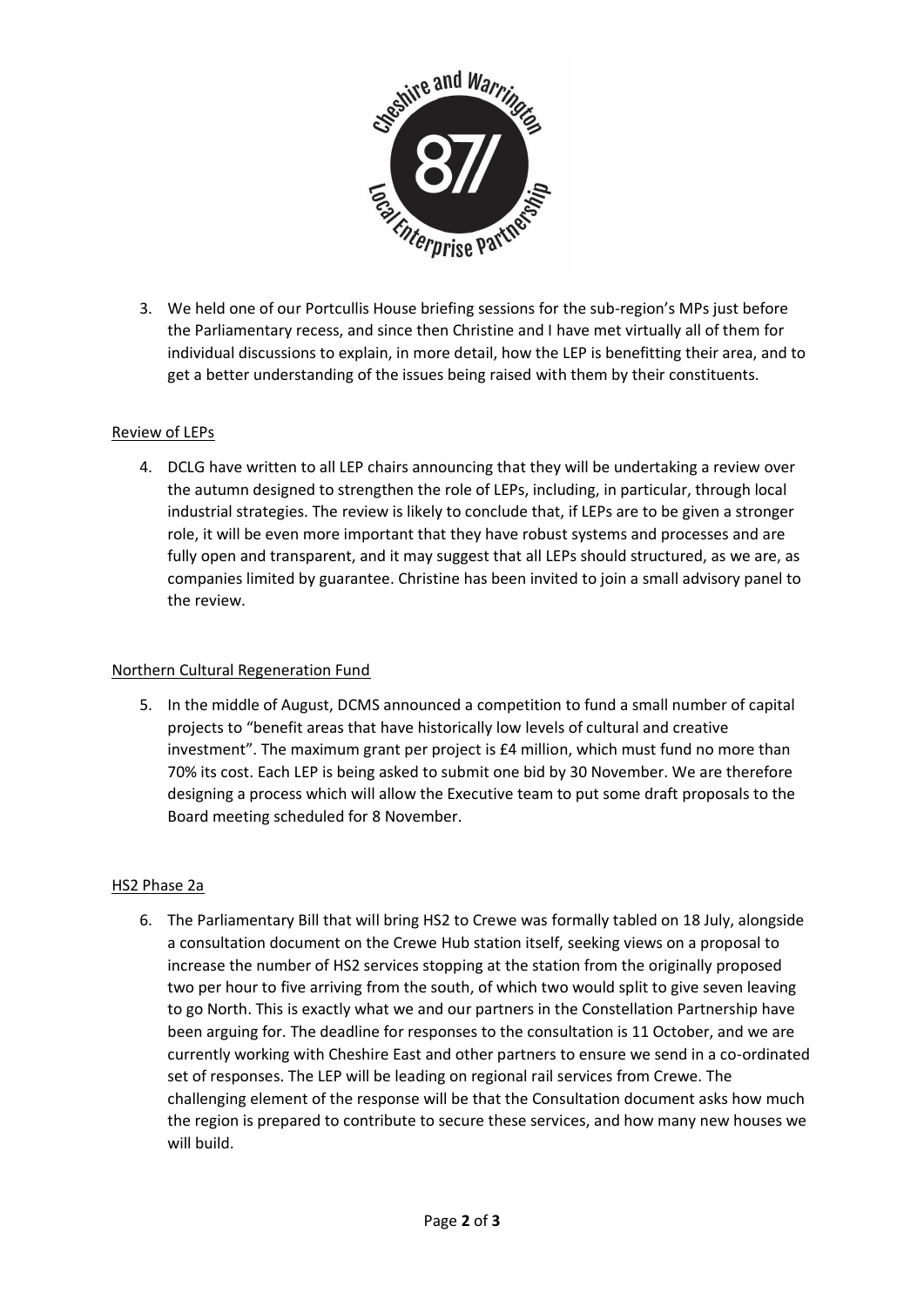3. We held one of our Portcullis House briefing sessions for the sub-region's MPs just before the Parliamentary recess, and since then Christine and I have met virtually all of them for individual discussions to explain, in more detail, how the LEP is benefitting their area, and to get a better understanding of the issues being raised with them by their constituents.

Review of LEPs

4. DCLG have written to all LEP chairs announcing that they will be undertaking a review over the autumn designed to strengthen the role of LEPs, including, in particular, through local industrial strategies. The review is likely to conclude that, if LEPs are to be given a stronger role, it will be even more important that they have robust systems and processes and are fully open and transparent, and it may suggest that all LEPs should structured, as we are, as companies limited by guarantee. Christine has been invited to join a small advisory panel to the review.

Northern Cultural Regeneration Fund

5. In the middle of August, DCMS announced a competition to fund a small number of capital projects to "benefit areas that have historically low levels of cultural and creative investment". The maximum grant per project is £4 million, which must fund no more than 70% its cost. Each LEP is being asked to submit one bid by 30 November. We are therefore designing a process which will allow the Executive team to put some draft proposals to the Board meeting scheduled for 8 November.

HS2 Phase 2a

6. The Parliamentary Bill that will bring HS2 to Crewe was formally tabled on 18 July, alongside a consultation document on the Crewe Hub station itself, seeking views on a proposal to increase the number of HS2 services stopping at the station from the originally proposed two per hour to five arriving from the south, of which two would split to give seven leaving to go North. This is exactly what we and our partners in the Constellation Partnership have been arguing for. The deadline for responses to the consultation is 11 October, and we are currently working with Cheshire East and other partners to ensure we send in a co-ordinated set of responses. The LEP will be leading on regional rail services from Crewe. The challenging element of the response will be that the Consultation document asks how much the region is prepared to contribute to secure these services, and how many new houses we will build.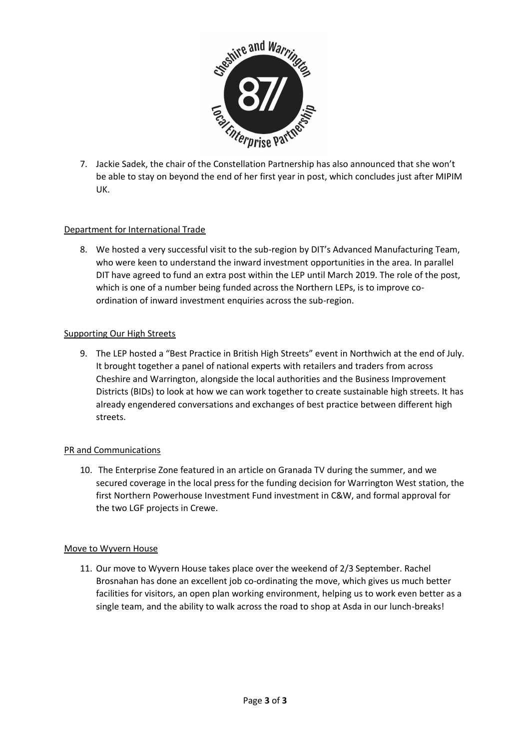7. Jackie Sadek, the chair of the Constellation Partnership has also announced that she won't be able to stay on beyond the end of her first year in post, which concludes just after MIPIM UK.

Department for International Trade

8. We hosted a very successful visit to the sub-region by DIT's Advanced Manufacturing Team, who were keen to understand the inward investment opportunities in the area. In parallel DIT have agreed to fund an extra post within the LEP until March 2019. The role of the post, which is one of a number being funded across the Northern LEPs, is to improve co-ordination of inward investment enquiries across the sub-region.

Supporting Our High Streets

9. The LEP hosted a "Best Practice in British High Streets" event in Northwich at the end of July. It brought together a panel of national experts with retailers and traders from across Cheshire and Warrington, alongside the local authorities and the Business Improvement Districts (BIDs) to look at how we can work together to create sustainable high streets. It has already engendered conversations and exchanges of best practice between different high streets.

PR and Communications

10. The Enterprise Zone featured in an article on Granada TV during the summer, and we secured coverage in the local press for the funding decision for Warrington West station, the first Northern Powerhouse Investment Fund investment in C&W, and formal approval for the two LGF projects in Crewe.

Move to Wyvern House

11. Our move to Wyvern House takes place over the weekend of 2/3 September. Rachel Brosnahan has done an excellent job co-ordinating the move, which gives us much better facilities for visitors, an open plan working environment, helping us to work even better as a single team, and the ability to walk across the road to shop at Asda in our lunch-breaks!